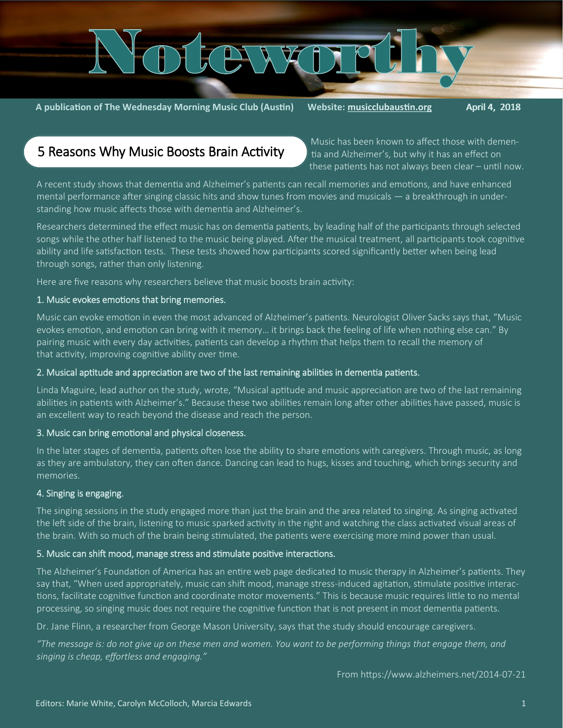# Noteworthy

**A publication of The Wednesday Morning Music Club (Austin)** **Website: musicclubaustin.org** **April 4, 2018**

## 5 Reasons Why Music Boosts Brain Activity

Music has been known to affect those with dementia and Alzheimer's, but why it has an effect on these patients has not always been clear – until now.

A recent study shows that dementia and Alzheimer's patients can recall memories and emotions, and have enhanced mental performance after singing classic hits and show tunes from movies and musicals — a breakthrough in understanding how music affects those with dementia and Alzheimer's.

Researchers determined the effect music has on dementia patients, by leading half of the participants through selected songs while the other half listened to the music being played. After the musical treatment, all participants took cognitive ability and life satisfaction tests. These tests showed how participants scored significantly better when being lead through songs, rather than only listening.

Here are five reasons why researchers believe that music boosts brain activity:

### 1. Music evokes emotions that bring memories.

Music can evoke emotion in even the most advanced of Alzheimer's patients. Neurologist Oliver Sacks says that, "Music evokes emotion, and emotion can bring with it memory… it brings back the feeling of life when nothing else can." By pairing music with every day activities, patients can develop a rhythm that helps them to recall the memory of that activity, improving cognitive ability over time.

### 2. Musical aptitude and appreciation are two of the last remaining abilities in dementia patients.

Linda Maguire, lead author on the study, wrote, "Musical aptitude and music appreciation are two of the last remaining abilities in patients with Alzheimer's." Because these two abilities remain long after other abilities have passed, music is an excellent way to reach beyond the disease and reach the person.

### 3. Music can bring emotional and physical closeness.

In the later stages of dementia, patients often lose the ability to share emotions with caregivers. Through music, as long as they are ambulatory, they can often dance. Dancing can lead to hugs, kisses and touching, which brings security and memories.

### 4. Singing is engaging.

The singing sessions in the study engaged more than just the brain and the area related to singing. As singing activated the left side of the brain, listening to music sparked activity in the right and watching the class activated visual areas of the brain. With so much of the brain being stimulated, the patients were exercising more mind power than usual.

### 5. Music can shift mood, manage stress and stimulate positive interactions.

The Alzheimer's Foundation of America has an entire web page dedicated to music therapy in Alzheimer's patients. They say that, "When used appropriately, music can shift mood, manage stress-induced agitation, stimulate positive interactions, facilitate cognitive function and coordinate motor movements." This is because music requires little to no mental processing, so singing music does not require the cognitive function that is not present in most dementia patients.

Dr. Jane Flinn, a researcher from George Mason University, says that the study should encourage caregivers.

*"The message is: do not give up on these men and women. You want to be performing things that engage them, and singing is cheap, effortless and engaging."*

From https://www.alzheimers.net/2014-07-21

Editors: Marie White, Carolyn McColloch, Marcia Edwards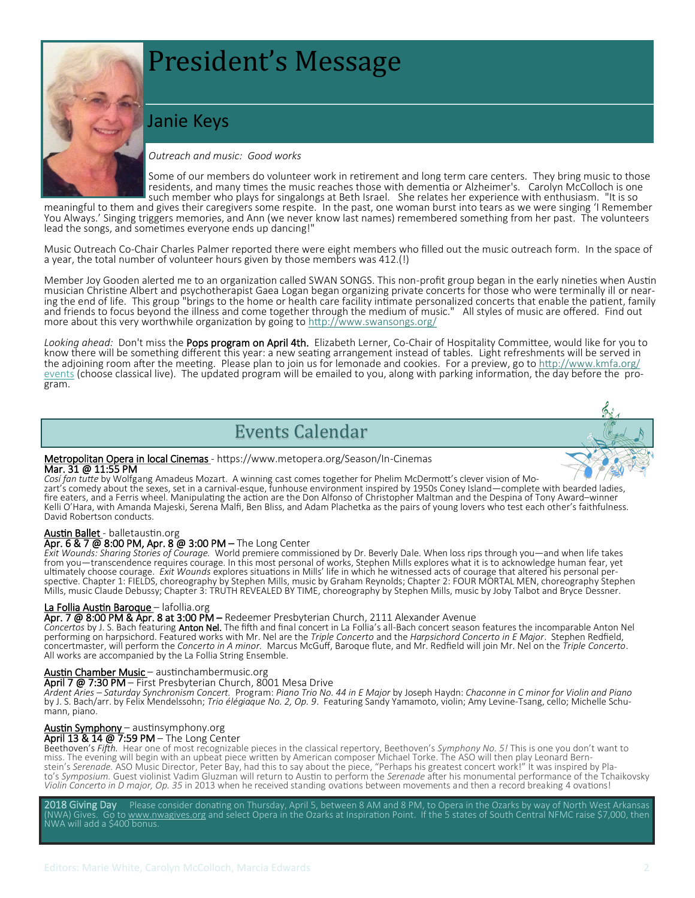# President's Message

## Janie Keys

*Outreach and music: Good works*

Some of our members do volunteer work in retirement and long term care centers. They bring music to those residents, and many times the music reaches those with dementia or Alzheimer's. Carolyn McColloch is one such member who plays for singalongs at Beth Israel. She relates her experience with enthusiasm. "It is so meaningful to them and gives their caregivers some respite. In the past, one woman burst into tears as we were singing 'I Remember You Always.' Singing triggers memories, and Ann (we never know last names) remembered something from her past. The volunteers lead the songs, and sometimes everyone ends up dancing!"

Music Outreach Co-Chair Charles Palmer reported there were eight members who filled out the music outreach form. In the space of a year, the total number of volunteer hours given by those members was 412.(!)

Member Joy Gooden alerted me to an organization called SWAN SONGS. This non-profit group began in the early nineties when Austin musician Christine Albert and psychotherapist Gaea Logan began organizing private concerts for those who were terminally ill or nearing the end of life. This group "brings to the home or health care facility intimate personalized concerts that enable the patient, family and friends to focus beyond the illness and come together through the medium of music." All styles of music are offered. Find out more about this very worthwhile organization by going to http://www.swansongs.org/

*Looking ahead:* Don't miss the **Pops program on April 4th.** Elizabeth Lerner, Co-Chair of Hospitality Committee, would like for you to know there will be something different this year: a new seating arrangement instead of tables. Light refreshments will be served in the adjoining room after the meeting. Please plan to join us for lemonade and cookies. For a preview, go to http://www.kmfa.org/events (choose classical live). The updated program will be emailed to you, along with parking information, the day before the program.

# Events Calendar

**Metropolitan Opera in local Cinemas** - https://www.metopera.org/Season/In-Cinemas
**Mar. 31 @ 11:55 PM**
*Così fan tutte* by Wolfgang Amadeus Mozart. A winning cast comes together for Phelim McDermott's clever vision of Mozart's comedy about the sexes, set in a carnival-esque, funhouse environment inspired by 1950s Coney Island—complete with bearded ladies, fire eaters, and a Ferris wheel. Manipulating the action are the Don Alfonso of Christopher Maltman and the Despina of Tony Award–winner Kelli O'Hara, with Amanda Majeski, Serena Malfi, Ben Bliss, and Adam Plachetka as the pairs of young lovers who test each other's faithfulness. David Robertson conducts.

**Austin Ballet** - balletaustin.org
**Apr. 6 & 7 @ 8:00 PM, Apr. 8 @ 3:00 PM** – The Long Center
*Exit Wounds: Sharing Stories of Courage.* World premiere commissioned by Dr. Beverly Dale. When loss rips through you—and when life takes from you—transcendence requires courage. In this most personal of works, Stephen Mills explores what it is to acknowledge human fear, yet ultimately choose courage. *Exit Wounds* explores situations in Mills' life in which he witnessed acts of courage that altered his personal perspective. Chapter 1: FIELDS, choreography by Stephen Mills, music by Graham Reynolds; Chapter 2: FOUR MORTAL MEN, choreography Stephen Mills, music Claude Debussy; Chapter 3: TRUTH REVEALED BY TIME, choreography by Stephen Mills, music by Joby Talbot and Bryce Dessner.

**La Follia Austin Baroque** – lafollia.org
**Apr. 7 @ 8:00 PM & Apr. 8 at 3:00 PM** – Redeemer Presbyterian Church, 2111 Alexander Avenue
*Concertos* by J. S. Bach featuring **Anton Nel.** The fifth and final concert in La Follia's all-Bach concert season features the incomparable Anton Nel performing on harpsichord. Featured works with Mr. Nel are the *Triple Concerto* and the *Harpsichord Concerto in E Major*. Stephen Redfield, concertmaster, will perform the *Concerto in A minor.* Marcus McGuff, Baroque flute, and Mr. Redfield will join Mr. Nel on the *Triple Concerto*. All works are accompanied by the La Follia String Ensemble.

**Austin Chamber Music** – austinchambermusic.org
**April 7 @ 7:30 PM** – First Presbyterian Church, 8001 Mesa Drive
*Ardent Aries – Saturday Synchronism Concert.* Program: *Piano Trio No. 44 in E Major* by Joseph Haydn: *Chaconne in C minor for Violin and Piano* by J. S. Bach/arr. by Felix Mendelssohn; *Trio élégiaque No. 2, Op. 9*. Featuring Sandy Yamamoto, violin; Amy Levine-Tsang, cello; Michelle Schumann, piano.

**Austin Symphony** – austinsymphony.org
**April 13 & 14 @ 7:59 PM** – The Long Center
Beethoven's *Fifth.* Hear one of most recognizable pieces in the classical repertory, Beethoven's *Symphony No. 5!* This is one you don't want to miss. The evening will begin with an upbeat piece written by American composer Michael Torke. The ASO will then play Leonard Bernstein's *Serenade.* ASO Music Director, Peter Bay, had this to say about the piece, "Perhaps his greatest concert work!" It was inspired by Plato's *Symposium.* Guest violinist Vadim Gluzman will return to Austin to perform the *Serenade* after his monumental performance of the Tchaikovsky *Violin Concerto in D major, Op. 35* in 2013 when he received standing ovations between movements and then a record breaking 4 ovations!

**2018 Giving Day** Please consider donating on Thursday, April 5, between 8 AM and 8 PM, to Opera in the Ozarks by way of North West Arkansas (NWA) Gives. Go to www.nwagives.org and select Opera in the Ozarks at Inspiration Point. If the 5 states of South Central NFMC raise $7,000, then NWA will add a $400 bonus.

Editors: Marie White, Carolyn McColloch, Marcia Edwards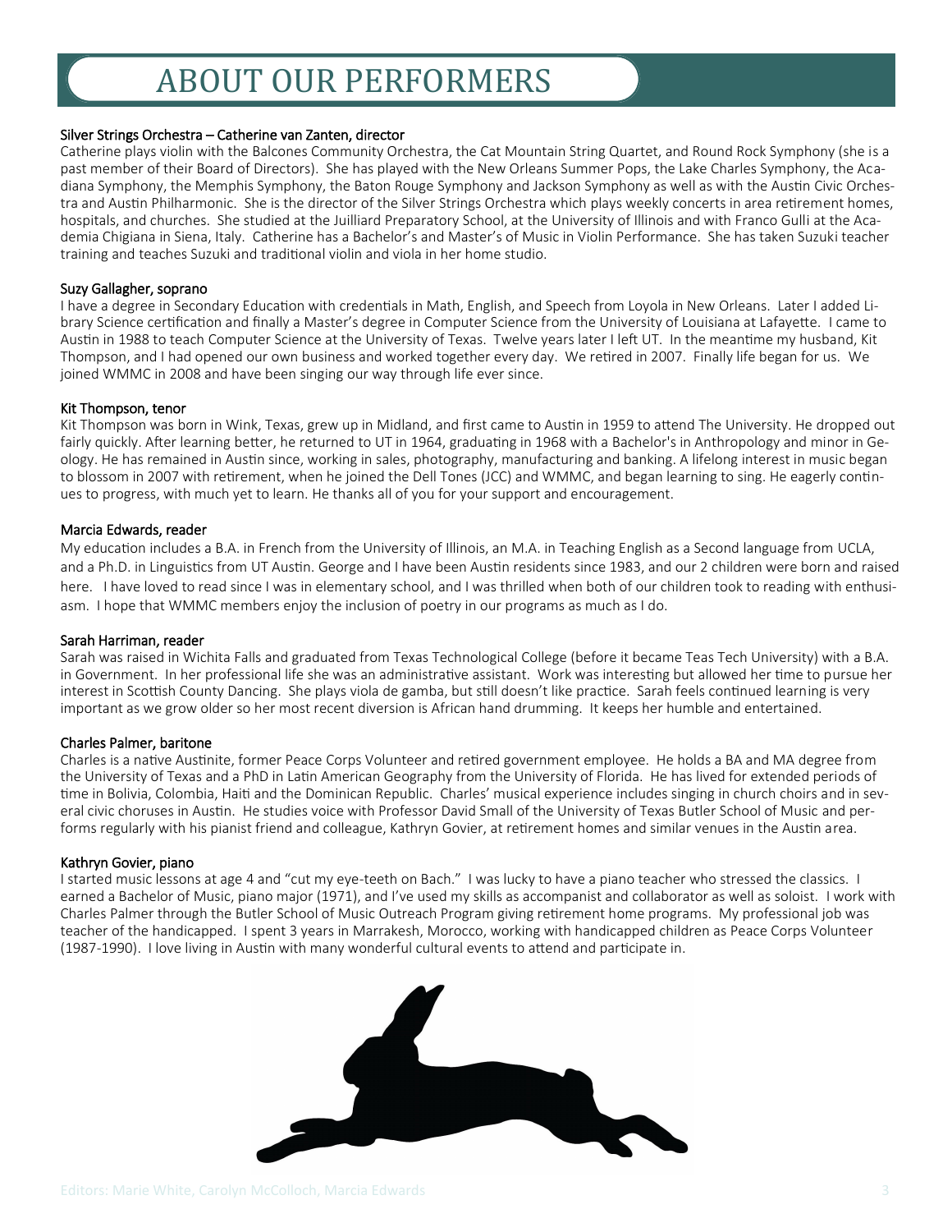# ABOUT OUR PERFORMERS

### Silver Strings Orchestra – Catherine van Zanten, director

Catherine plays violin with the Balcones Community Orchestra, the Cat Mountain String Quartet, and Round Rock Symphony (she is a past member of their Board of Directors). She has played with the New Orleans Summer Pops, the Lake Charles Symphony, the Acadiana Symphony, the Memphis Symphony, the Baton Rouge Symphony and Jackson Symphony as well as with the Austin Civic Orchestra and Austin Philharmonic. She is the director of the Silver Strings Orchestra which plays weekly concerts in area retirement homes, hospitals, and churches. She studied at the Juilliard Preparatory School, at the University of Illinois and with Franco Gulli at the Academia Chigiana in Siena, Italy. Catherine has a Bachelor's and Master's of Music in Violin Performance. She has taken Suzuki teacher training and teaches Suzuki and traditional violin and viola in her home studio.

### Suzy Gallagher, soprano

I have a degree in Secondary Education with credentials in Math, English, and Speech from Loyola in New Orleans. Later I added Library Science certification and finally a Master's degree in Computer Science from the University of Louisiana at Lafayette. I came to Austin in 1988 to teach Computer Science at the University of Texas. Twelve years later I left UT. In the meantime my husband, Kit Thompson, and I had opened our own business and worked together every day. We retired in 2007. Finally life began for us. We joined WMMC in 2008 and have been singing our way through life ever since.

### Kit Thompson, tenor

Kit Thompson was born in Wink, Texas, grew up in Midland, and first came to Austin in 1959 to attend The University. He dropped out fairly quickly. After learning better, he returned to UT in 1964, graduating in 1968 with a Bachelor's in Anthropology and minor in Geology. He has remained in Austin since, working in sales, photography, manufacturing and banking. A lifelong interest in music began to blossom in 2007 with retirement, when he joined the Dell Tones (JCC) and WMMC, and began learning to sing. He eagerly continues to progress, with much yet to learn. He thanks all of you for your support and encouragement.

### Marcia Edwards, reader

My education includes a B.A. in French from the University of Illinois, an M.A. in Teaching English as a Second language from UCLA, and a Ph.D. in Linguistics from UT Austin. George and I have been Austin residents since 1983, and our 2 children were born and raised here. I have loved to read since I was in elementary school, and I was thrilled when both of our children took to reading with enthusiasm. I hope that WMMC members enjoy the inclusion of poetry in our programs as much as I do.

### Sarah Harriman, reader

Sarah was raised in Wichita Falls and graduated from Texas Technological College (before it became Teas Tech University) with a B.A. in Government. In her professional life she was an administrative assistant. Work was interesting but allowed her time to pursue her interest in Scottish County Dancing. She plays viola de gamba, but still doesn't like practice. Sarah feels continued learning is very important as we grow older so her most recent diversion is African hand drumming. It keeps her humble and entertained.

### Charles Palmer, baritone

Charles is a native Austinite, former Peace Corps Volunteer and retired government employee. He holds a BA and MA degree from the University of Texas and a PhD in Latin American Geography from the University of Florida. He has lived for extended periods of time in Bolivia, Colombia, Haiti and the Dominican Republic. Charles' musical experience includes singing in church choirs and in several civic choruses in Austin. He studies voice with Professor David Small of the University of Texas Butler School of Music and performs regularly with his pianist friend and colleague, Kathryn Govier, at retirement homes and similar venues in the Austin area.

### Kathryn Govier, piano

I started music lessons at age 4 and "cut my eye-teeth on Bach." I was lucky to have a piano teacher who stressed the classics. I earned a Bachelor of Music, piano major (1971), and I've used my skills as accompanist and collaborator as well as soloist. I work with Charles Palmer through the Butler School of Music Outreach Program giving retirement home programs. My professional job was teacher of the handicapped. I spent 3 years in Marrakesh, Morocco, working with handicapped children as Peace Corps Volunteer (1987-1990). I love living in Austin with many wonderful cultural events to attend and participate in.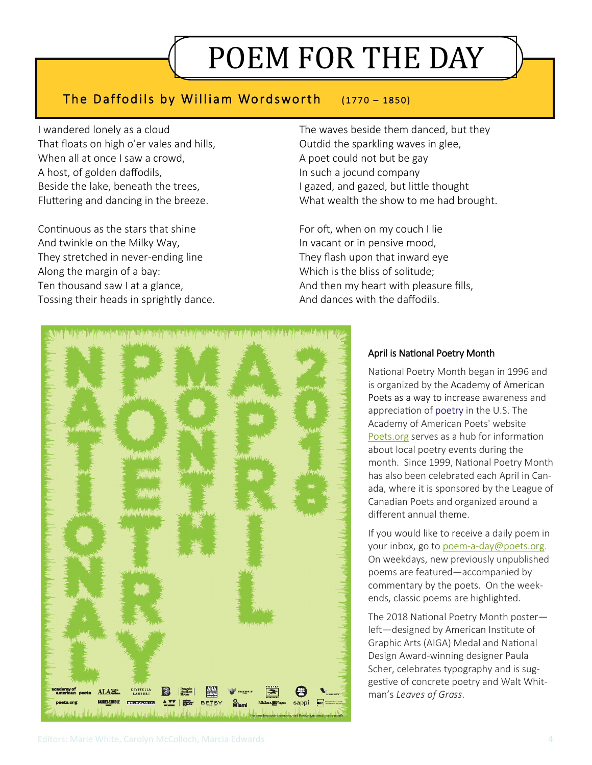# POEM FOR THE DAY

## The Daffodils by William Wordsworth (1770 – 1850)

I wandered lonely as a cloud
That floats on high o'er vales and hills,
When all at once I saw a crowd,
A host, of golden daffodils,
Beside the lake, beneath the trees,
Fluttering and dancing in the breeze.

Continuous as the stars that shine
And twinkle on the Milky Way,
They stretched in never-ending line
Along the margin of a bay:
Ten thousand saw I at a glance,
Tossing their heads in sprightly dance.

The waves beside them danced, but they
Outdid the sparkling waves in glee,
A poet could not but be gay
In such a jocund company
I gazed, and gazed, but little thought
What wealth the show to me had brought.

For oft, when on my couch I lie
In vacant or in pensive mood,
They flash upon that inward eye
Which is the bliss of solitude;
And then my heart with pleasure fills,
And dances with the daffodils.

### April is National Poetry Month

National Poetry Month began in 1996 and is organized by the Academy of American Poets as a way to increase awareness and appreciation of poetry in the U.S. The Academy of American Poets' website Poets.org serves as a hub for information about local poetry events during the month. Since 1999, National Poetry Month has also been celebrated each April in Canada, where it is sponsored by the League of Canadian Poets and organized around a different annual theme.

If you would like to receive a daily poem in your inbox, go to poem-a-day@poets.org. On weekdays, new previously unpublished poems are featured—accompanied by commentary by the poets. On the weekends, classic poems are highlighted.

The 2018 National Poetry Month poster—left—designed by American Institute of Graphic Arts (AIGA) Medal and National Design Award-winning designer Paula Scher, celebrates typography and is suggestive of concrete poetry and Walt Whitman's *Leaves of Grass*.

Editors: Marie White, Carolyn McColloch, Marcia Edwards